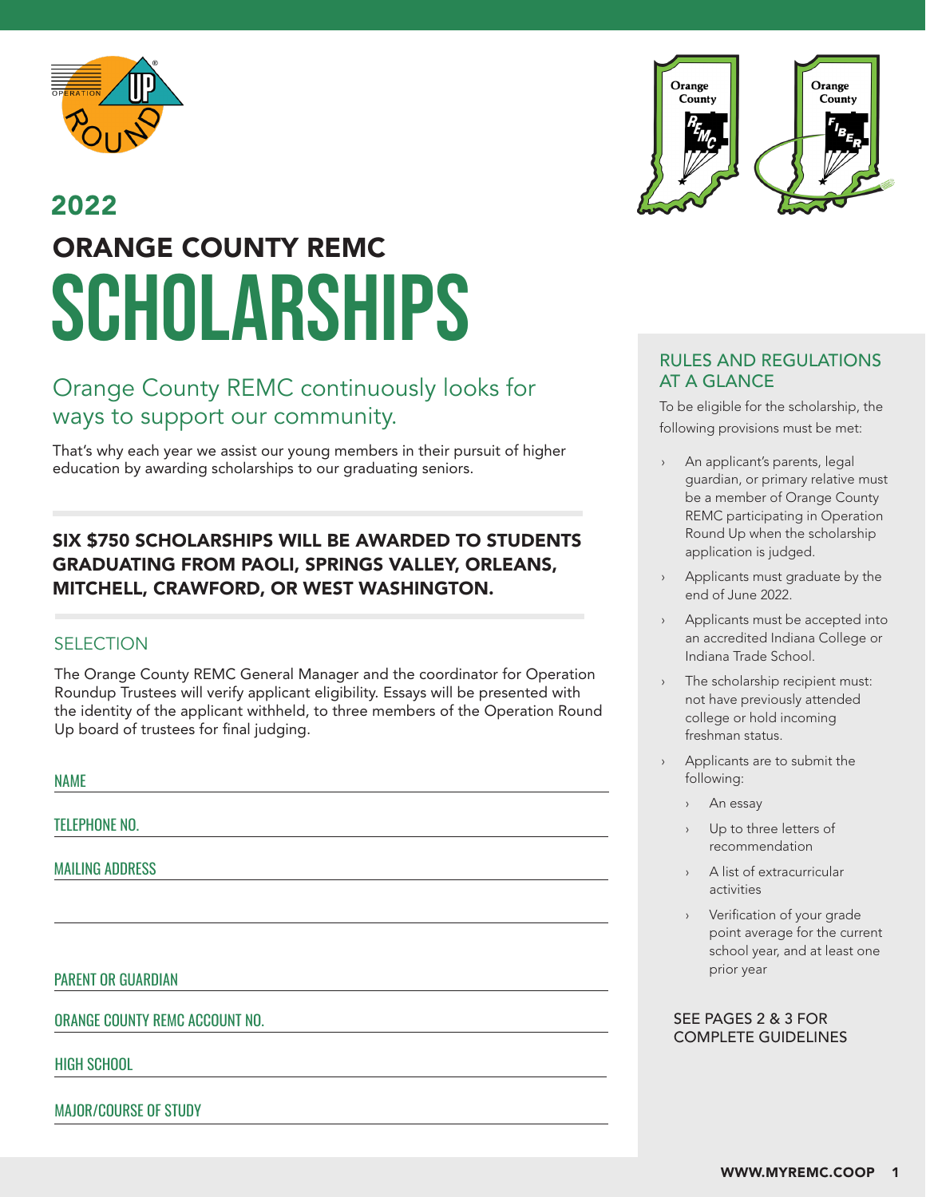# 2022

## ORANGE COUNTY REMC

# SCHOLARSHIPS

## Orange County REMC continuously looks for ways to support our community.

That's why each year we assist our young members in their pursuit of higher education by awarding scholarships to our graduating seniors.

**SIX $750 SCHOLARSHIPS WILL BE AWARDED TO STUDENTS GRADUATING FROM PAOLI, SPRINGS VALLEY, ORLEANS, MITCHELL, CRAWFORD, OR WEST WASHINGTON.**

### SELECTION

The Orange County REMC General Manager and the coordinator for Operation Roundup Trustees will verify applicant eligibility. Essays will be presented with the identity of the applicant withheld, to three members of the Operation Round Up board of trustees for final judging.

NAME ______________________________

TELEPHONE NO. ______________________________

MAILING ADDRESS ______________________________

______________________________

PARENT OR GUARDIAN ______________________________

ORANGE COUNTY REMC ACCOUNT NO. ______________________________

HIGH SCHOOL ______________________________

MAJOR/COURSE OF STUDY ______________________________

### RULES AND REGULATIONS AT A GLANCE

To be eligible for the scholarship, the following provisions must be met:

- An applicant's parents, legal guardian, or primary relative must be a member of Orange County REMC participating in Operation Round Up when the scholarship application is judged.
- Applicants must graduate by the end of June 2022.
- Applicants must be accepted into an accredited Indiana College or Indiana Trade School.
- The scholarship recipient must: not have previously attended college or hold incoming freshman status.
- Applicants are to submit the following:
  - An essay
  - Up to three letters of recommendation
  - A list of extracurricular activities
  - Verification of your grade point average for the current school year, and at least one prior year

SEE PAGES 2 & 3 FOR COMPLETE GUIDELINES

WWW.MYREMC.COOP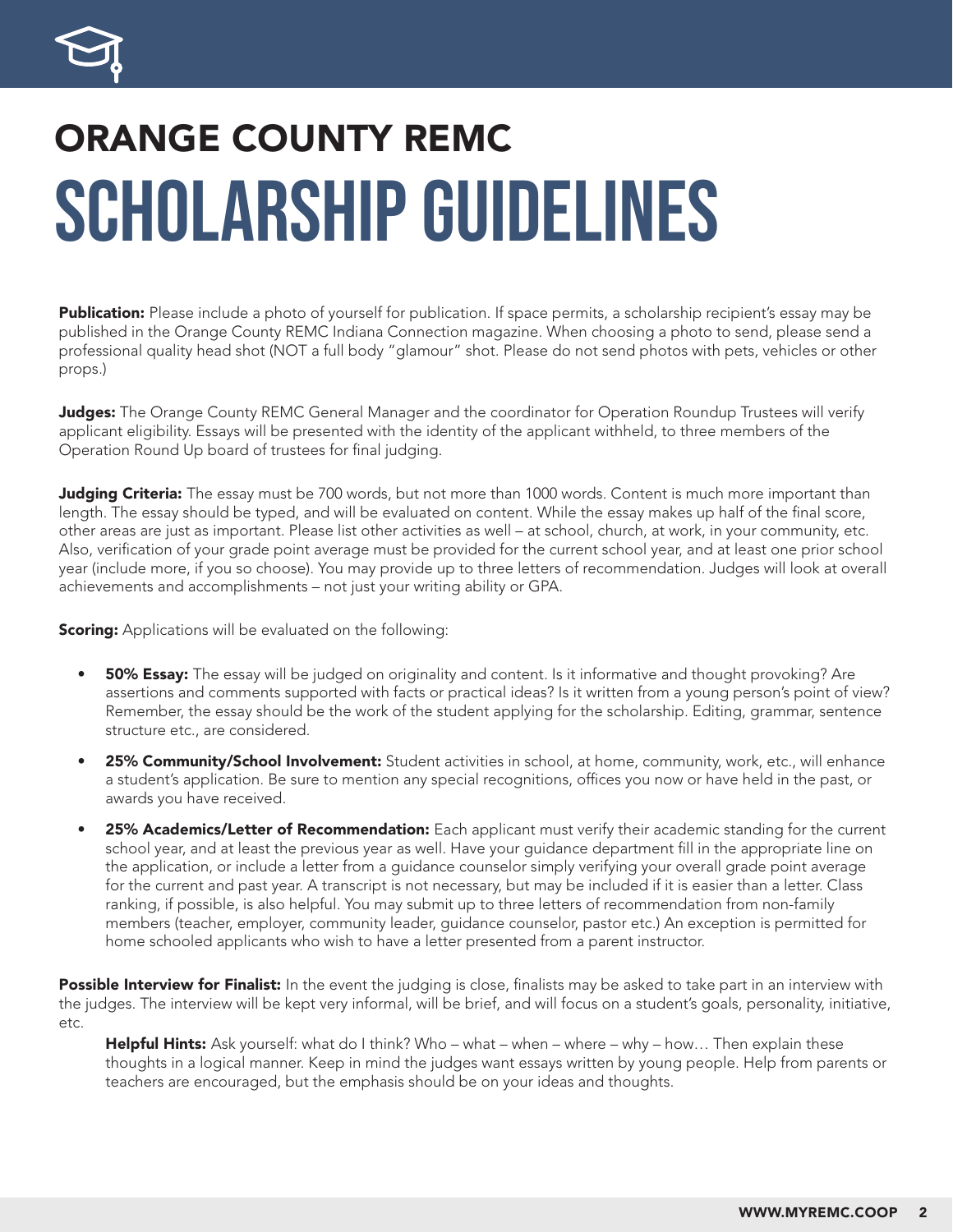# ORANGE COUNTY REMC

# SCHOLARSHIP GUIDELINES

**Publication:** Please include a photo of yourself for publication. If space permits, a scholarship recipient's essay may be published in the Orange County REMC Indiana Connection magazine. When choosing a photo to send, please send a professional quality head shot (NOT a full body "glamour" shot. Please do not send photos with pets, vehicles or other props.)

**Judges:** The Orange County REMC General Manager and the coordinator for Operation Roundup Trustees will verify applicant eligibility. Essays will be presented with the identity of the applicant withheld, to three members of the Operation Round Up board of trustees for final judging.

**Judging Criteria:** The essay must be 700 words, but not more than 1000 words. Content is much more important than length. The essay should be typed, and will be evaluated on content. While the essay makes up half of the final score, other areas are just as important. Please list other activities as well – at school, church, at work, in your community, etc. Also, verification of your grade point average must be provided for the current school year, and at least one prior school year (include more, if you so choose). You may provide up to three letters of recommendation. Judges will look at overall achievements and accomplishments – not just your writing ability or GPA.

**Scoring:** Applications will be evaluated on the following:

- **50% Essay:** The essay will be judged on originality and content. Is it informative and thought provoking? Are assertions and comments supported with facts or practical ideas? Is it written from a young person's point of view? Remember, the essay should be the work of the student applying for the scholarship. Editing, grammar, sentence structure etc., are considered.
- **25% Community/School Involvement:** Student activities in school, at home, community, work, etc., will enhance a student's application. Be sure to mention any special recognitions, offices you now or have held in the past, or awards you have received.
- **25% Academics/Letter of Recommendation:** Each applicant must verify their academic standing for the current school year, and at least the previous year as well. Have your guidance department fill in the appropriate line on the application, or include a letter from a guidance counselor simply verifying your overall grade point average for the current and past year. A transcript is not necessary, but may be included if it is easier than a letter. Class ranking, if possible, is also helpful. You may submit up to three letters of recommendation from non-family members (teacher, employer, community leader, guidance counselor, pastor etc.) An exception is permitted for home schooled applicants who wish to have a letter presented from a parent instructor.

**Possible Interview for Finalist:** In the event the judging is close, finalists may be asked to take part in an interview with the judges. The interview will be kept very informal, will be brief, and will focus on a student's goals, personality, initiative, etc.

**Helpful Hints:** Ask yourself: what do I think? Who – what – when – where – why – how… Then explain these thoughts in a logical manner. Keep in mind the judges want essays written by young people. Help from parents or teachers are encouraged, but the emphasis should be on your ideas and thoughts.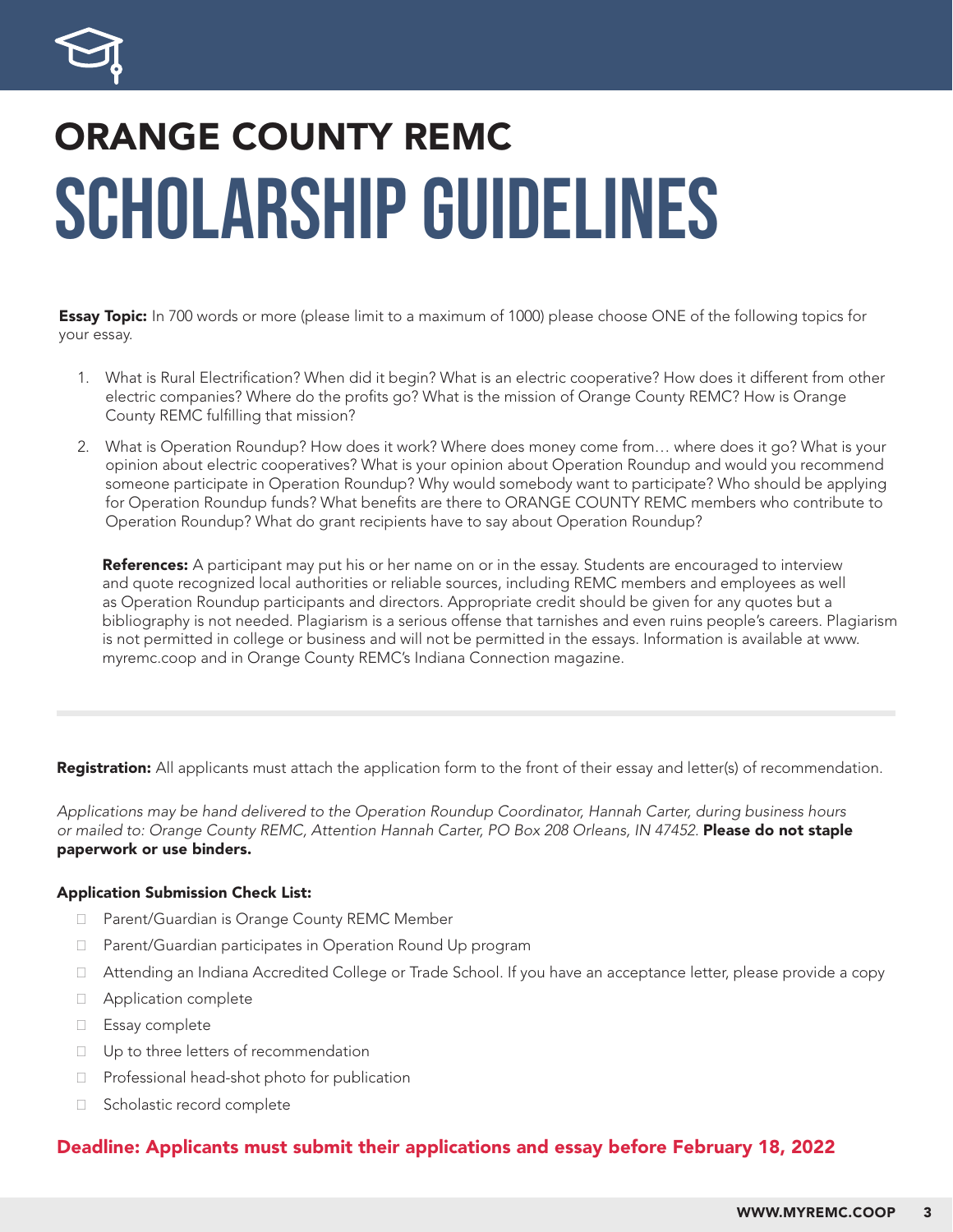## ORANGE COUNTY REMC

# SCHOLARSHIP GUIDELINES

**Essay Topic:** In 700 words or more (please limit to a maximum of 1000) please choose ONE of the following topics for your essay.

1. What is Rural Electrification? When did it begin? What is an electric cooperative? How does it different from other electric companies? Where do the profits go? What is the mission of Orange County REMC? How is Orange County REMC fulfilling that mission?
2. What is Operation Roundup? How does it work? Where does money come from… where does it go? What is your opinion about electric cooperatives? What is your opinion about Operation Roundup and would you recommend someone participate in Operation Roundup? Why would somebody want to participate? Who should be applying for Operation Roundup funds? What benefits are there to ORANGE COUNTY REMC members who contribute to Operation Roundup? What do grant recipients have to say about Operation Roundup?

**References:** A participant may put his or her name on or in the essay. Students are encouraged to interview and quote recognized local authorities or reliable sources, including REMC members and employees as well as Operation Roundup participants and directors. Appropriate credit should be given for any quotes but a bibliography is not needed. Plagiarism is a serious offense that tarnishes and even ruins people's careers. Plagiarism is not permitted in college or business and will not be permitted in the essays. Information is available at www.myremc.coop and in Orange County REMC's Indiana Connection magazine.

---

**Registration:** All applicants must attach the application form to the front of their essay and letter(s) of recommendation.

*Applications may be hand delivered to the Operation Roundup Coordinator, Hannah Carter, during business hours or mailed to: Orange County REMC, Attention Hannah Carter, PO Box 208 Orleans, IN 47452.* **Please do not staple paperwork or use binders.**

**Application Submission Check List:**

- ☐ Parent/Guardian is Orange County REMC Member
- ☐ Parent/Guardian participates in Operation Round Up program
- ☐ Attending an Indiana Accredited College or Trade School. If you have an acceptance letter, please provide a copy
- ☐ Application complete
- ☐ Essay complete
- ☐ Up to three letters of recommendation
- ☐ Professional head-shot photo for publication
- ☐ Scholastic record complete

**Deadline: Applicants must submit their applications and essay before February 18, 2022**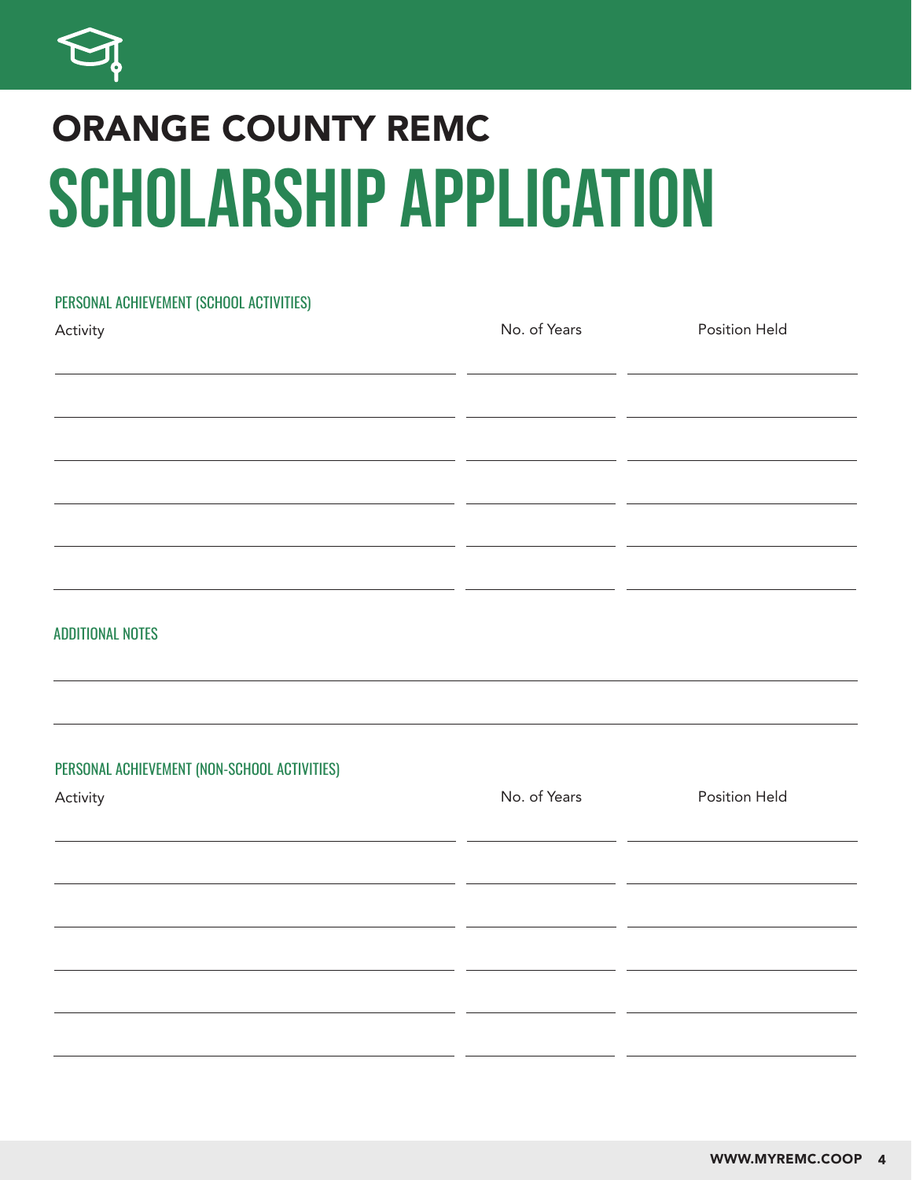# ORANGE COUNTY REMC

# SCHOLARSHIP APPLICATION

## PERSONAL ACHIEVEMENT (SCHOOL ACTIVITIES)

| Activity | No. of Years | Position Held |
| --- | --- | --- |
| | | |
| | | |
| | | |
| | | |
| | | |
| | | |

## ADDITIONAL NOTES

______________________________________________________________________

______________________________________________________________________

## PERSONAL ACHIEVEMENT (NON-SCHOOL ACTIVITIES)

| Activity | No. of Years | Position Held |
| --- | --- | --- |
| | | |
| | | |
| | | |
| | | |
| | | |
| | | |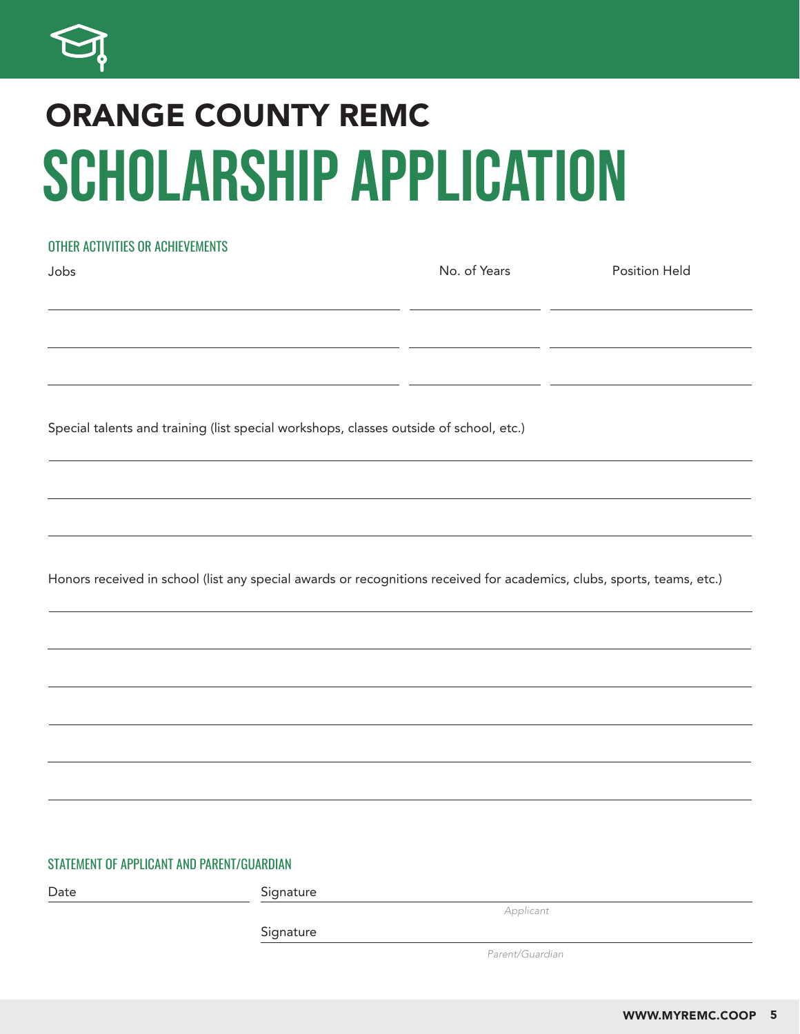## ORANGE COUNTY REMC

# SCHOLARSHIP APPLICATION

### OTHER ACTIVITIES OR ACHIEVEMENTS

| Jobs | No. of Years | Position Held |
|---|---|---|
| | | |
| | | |
| | | |

Special talents and training (list special workshops, classes outside of school, etc.)

Honors received in school (list any special awards or recognitions received for academics, clubs, sports, teams, etc.)

### STATEMENT OF APPLICANT AND PARENT/GUARDIAN

Date ____________ Signature ______________________

*Applicant*

Signature ______________________

*Parent/Guardian*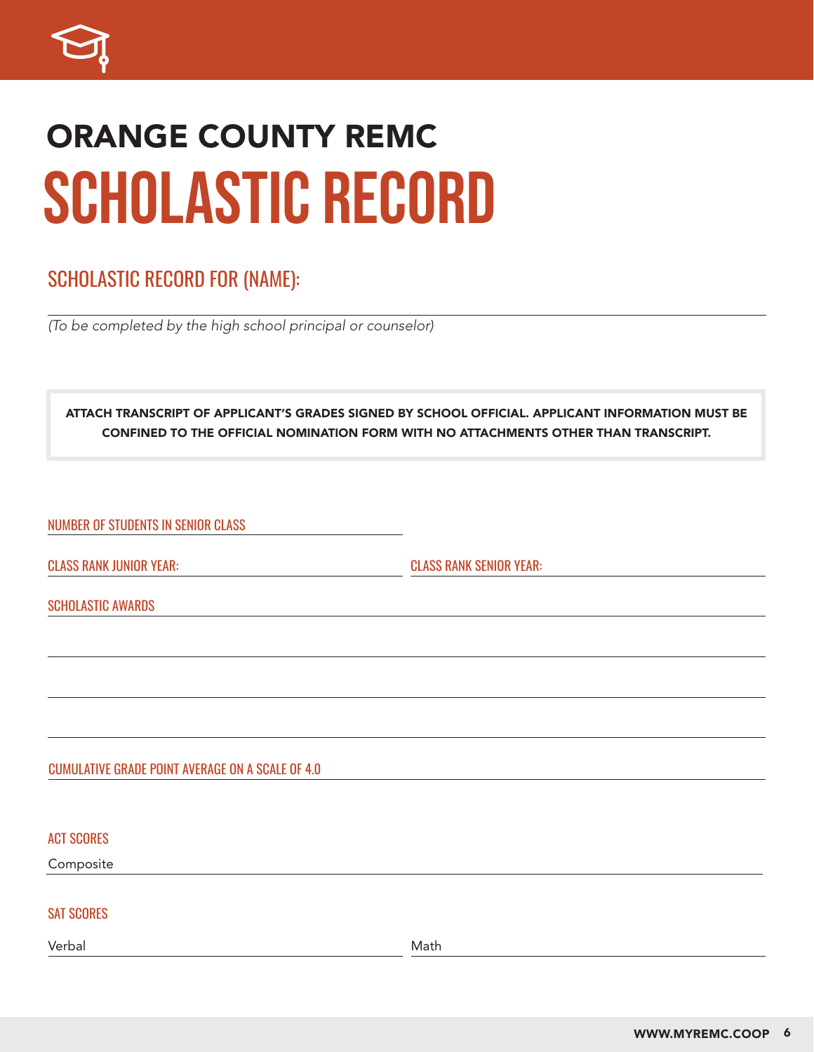# ORANGE COUNTY REMC

# SCHOLASTIC RECORD

## SCHOLASTIC RECORD FOR (NAME):

_______________________________________________

*(To be completed by the high school principal or counselor)*

**ATTACH TRANSCRIPT OF APPLICANT'S GRADES SIGNED BY SCHOOL OFFICIAL. APPLICANT INFORMATION MUST BE CONFINED TO THE OFFICIAL NOMINATION FORM WITH NO ATTACHMENTS OTHER THAN TRANSCRIPT.**

NUMBER OF STUDENTS IN SENIOR CLASS _______________

CLASS RANK JUNIOR YEAR: _______________ CLASS RANK SENIOR YEAR: _______________

SCHOLASTIC AWARDS _______________________________________________

_______________________________________________

_______________________________________________

_______________________________________________

CUMULATIVE GRADE POINT AVERAGE ON A SCALE OF 4.0 _______________

ACT SCORES

Composite _______________

SAT SCORES

Verbal _______________ Math _______________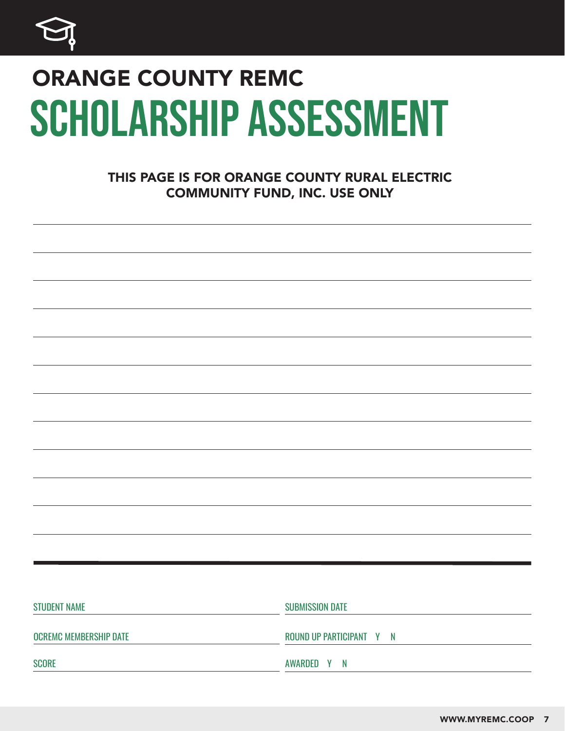## ORANGE COUNTY REMC

# SCHOLARSHIP ASSESSMENT

**THIS PAGE IS FOR ORANGE COUNTY RURAL ELECTRIC COMMUNITY FUND, INC. USE ONLY**

STUDENT NAME

SUBMISSION DATE

OCREMC MEMBERSHIP DATE

ROUND UP PARTICIPANT Y N

SCORE

AWARDED Y N

WWW.MYREMC.COOP